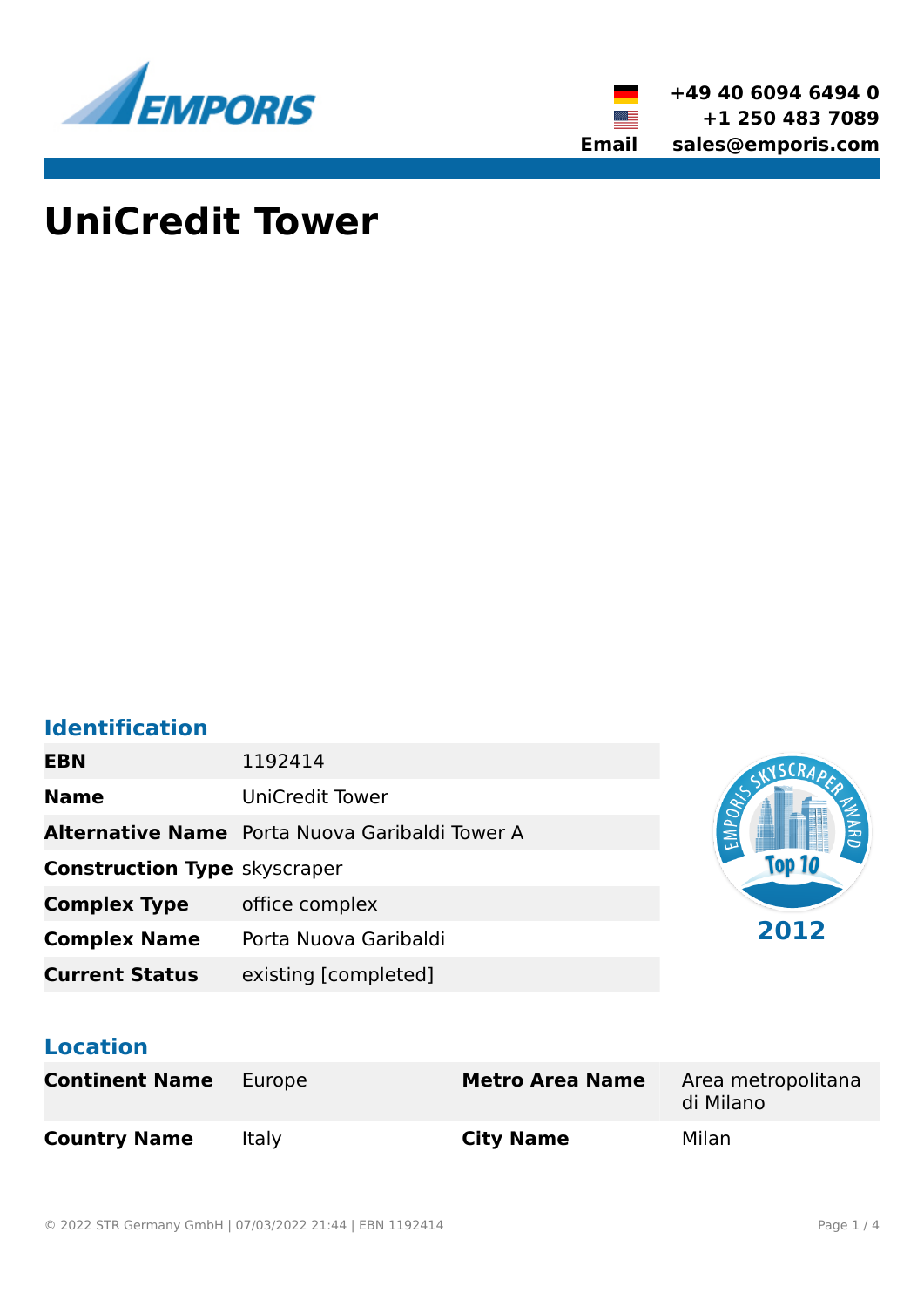+49 40 6094 6494 0
+1 250 483 7089
**Email** sales@emporis.com

# UniCredit Tower

## Identification

| | |
|---|---|
| **EBN** | 1192414 |
| **Name** | UniCredit Tower |
| **Alternative Name** | Porta Nuova Garibaldi Tower A |
| **Construction Type** | skyscraper |
| **Complex Type** | office complex |
| **Complex Name** | Porta Nuova Garibaldi |
| **Current Status** | existing [completed] |

EMPORIS SKYSCRAPER AWARD Top 10 2012

## Location

| | | | |
|---|---|---|---|
| **Continent Name** | Europe | **Metro Area Name** | Area metropolitana di Milano |
| **Country Name** | Italy | **City Name** | Milan |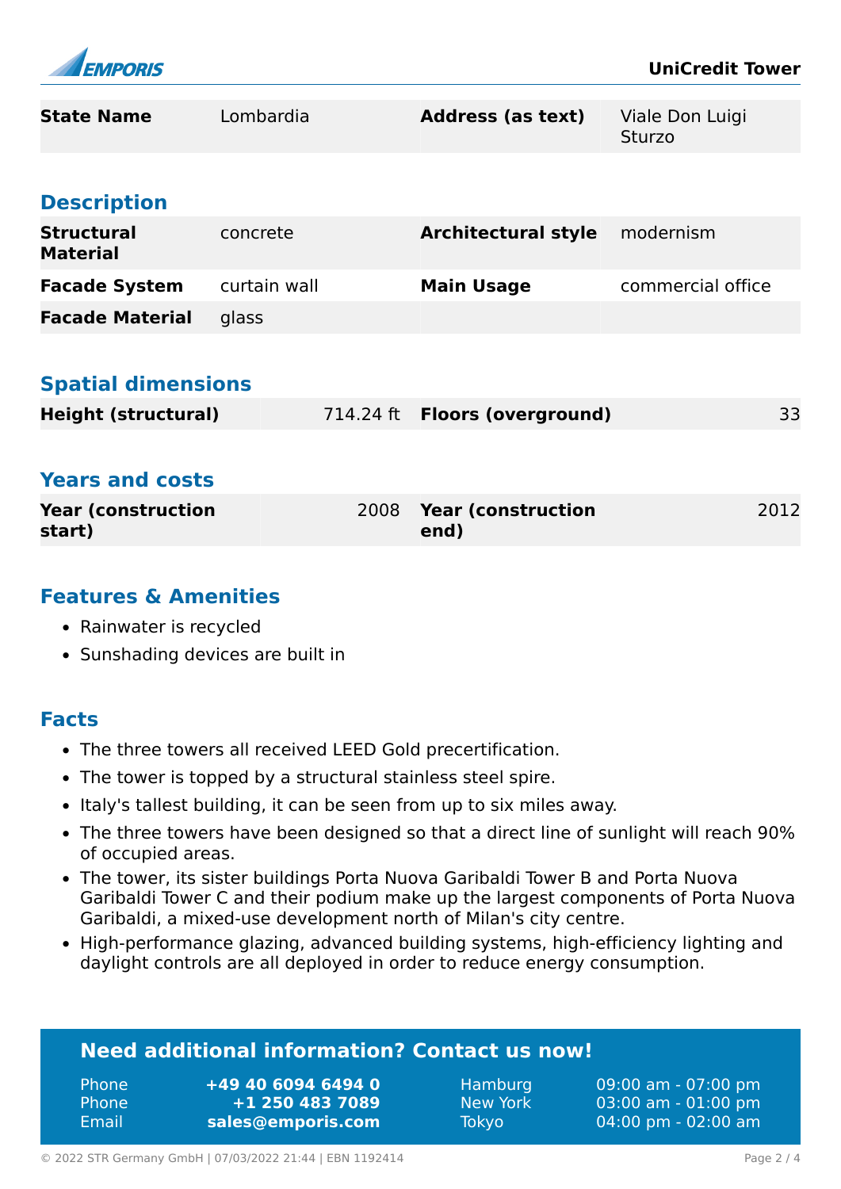| State Name | Lombardia | Address (as text) | Viale Don Luigi Sturzo |
|---|---|---|---|

## Description

| Structural Material | concrete | Architectural style | modernism |
|---|---|---|---|
| Facade System | curtain wall | Main Usage | commercial office |
| Facade Material | glass | | |

## Spatial dimensions

| Height (structural) | 714.24 ft | Floors (overground) | 33 |
|---|---|---|---|

## Years and costs

| Year (construction start) | 2008 | Year (construction end) | 2012 |
|---|---|---|---|

## Features & Amenities

- Rainwater is recycled
- Sunshading devices are built in

## Facts

- The three towers all received LEED Gold precertification.
- The tower is topped by a structural stainless steel spire.
- Italy's tallest building, it can be seen from up to six miles away.
- The three towers have been designed so that a direct line of sunlight will reach 90% of occupied areas.
- The tower, its sister buildings Porta Nuova Garibaldi Tower B and Porta Nuova Garibaldi Tower C and their podium make up the largest components of Porta Nuova Garibaldi, a mixed-use development north of Milan's city centre.
- High-performance glazing, advanced building systems, high-efficiency lighting and daylight controls are all deployed in order to reduce energy consumption.

## Need additional information? Contact us now!

| | | | |
|---|---|---|---|
| Phone | **+49 40 6094 6494 0** | Hamburg | 09:00 am - 07:00 pm |
| Phone | **+1 250 483 7089** | New York | 03:00 am - 01:00 pm |
| Email | **sales@emporis.com** | Tokyo | 04:00 pm - 02:00 am |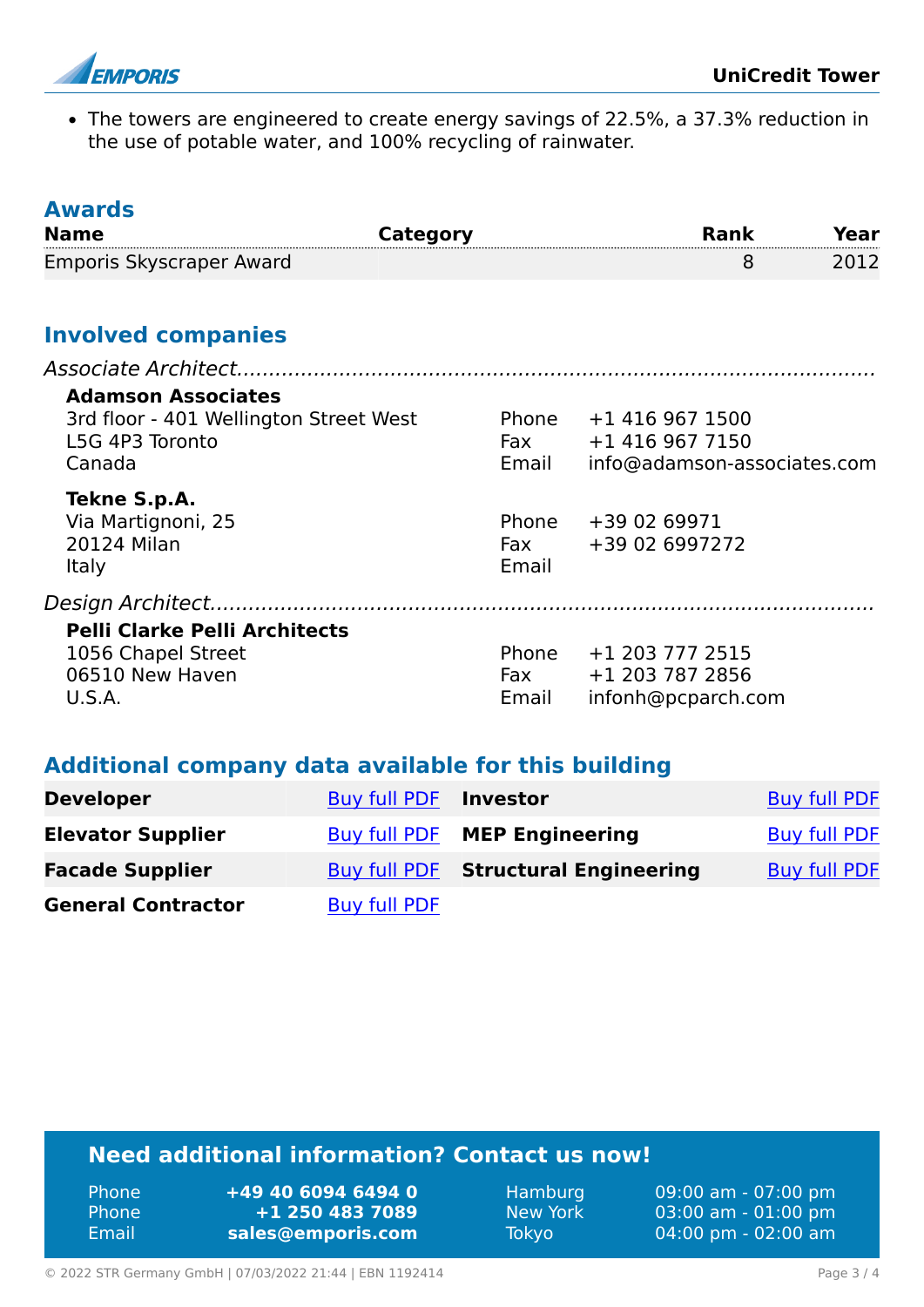- The towers are engineered to create energy savings of 22.5%, a 37.3% reduction in the use of potable water, and 100% recycling of rainwater.

## Awards

| Name | Category | Rank | Year |
|---|---|---|---|
| Emporis Skyscraper Award | | 8 | 2012 |

## Involved companies

*Associate Architect*

**Adamson Associates**
3rd floor - 401 Wellington Street West
L5G 4P3 Toronto
Canada

Phone +1 416 967 1500
Fax +1 416 967 7150
Email info@adamson-associates.com

**Tekne S.p.A.**
Via Martignoni, 25
20124 Milan
Italy

Phone +39 02 69971
Fax +39 02 6997272
Email

*Design Architect*

**Pelli Clarke Pelli Architects**
1056 Chapel Street
06510 New Haven
U.S.A.

Phone +1 203 777 2515
Fax +1 203 787 2856
Email infonh@pcparch.com

## Additional company data available for this building

| | | | |
|---|---|---|---|
| **Developer** | Buy full PDF | **Investor** | Buy full PDF |
| **Elevator Supplier** | Buy full PDF | **MEP Engineering** | Buy full PDF |
| **Facade Supplier** | Buy full PDF | **Structural Engineering** | Buy full PDF |
| **General Contractor** | Buy full PDF | | |

### Need additional information? Contact us now!

| | | | |
|---|---|---|---|
| Phone | **+49 40 6094 6494 0** | Hamburg | 09:00 am - 07:00 pm |
| Phone | **+1 250 483 7089** | New York | 03:00 am - 01:00 pm |
| Email | **sales@emporis.com** | Tokyo | 04:00 pm - 02:00 am |

© 2022 STR Germany GmbH | 07/03/2022 21:44 | EBN 1192414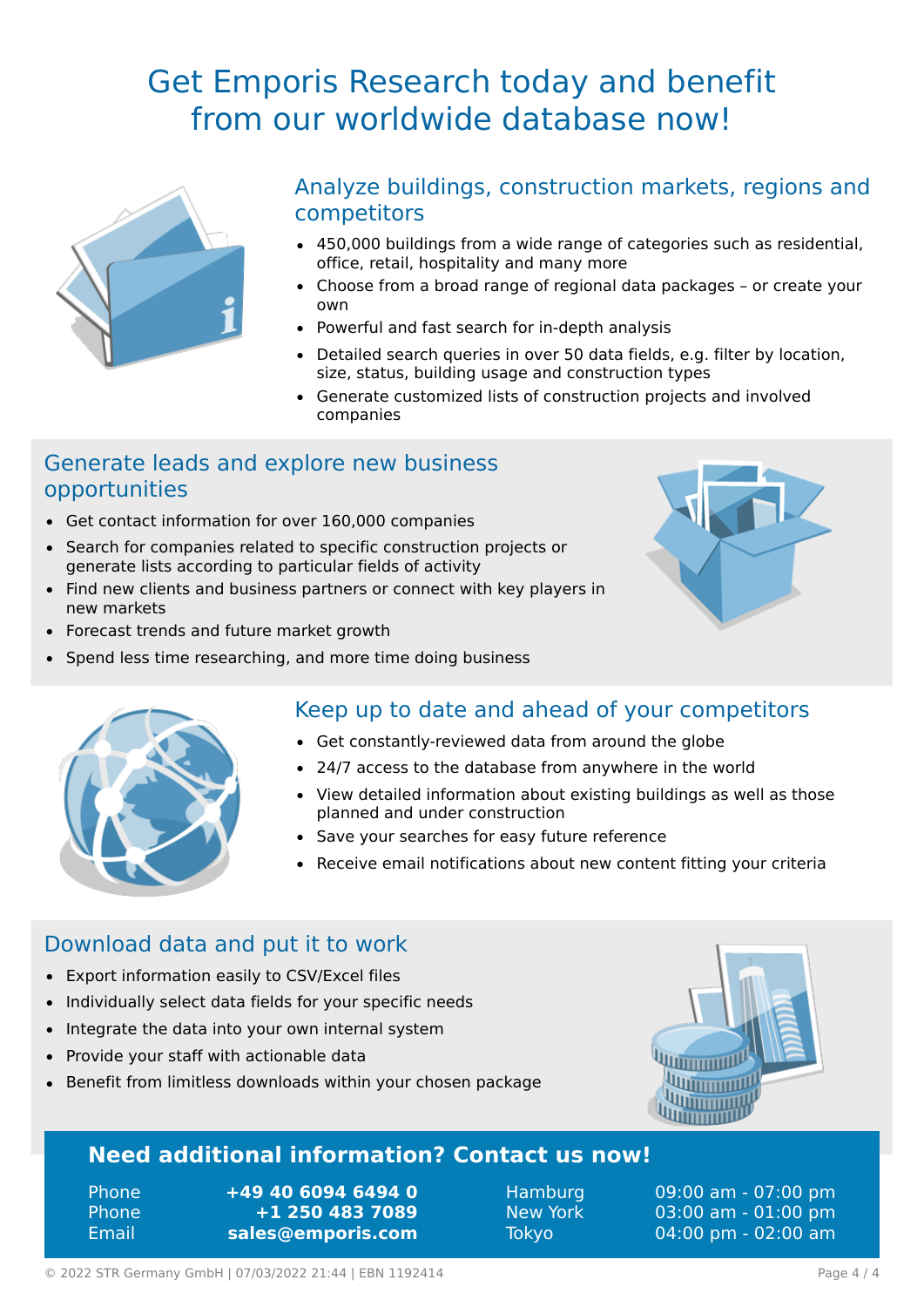# Get Emporis Research today and benefit from our worldwide database now!

## Analyze buildings, construction markets, regions and competitors

- 450,000 buildings from a wide range of categories such as residential, office, retail, hospitality and many more
- Choose from a broad range of regional data packages – or create your own
- Powerful and fast search for in-depth analysis
- Detailed search queries in over 50 data fields, e.g. filter by location, size, status, building usage and construction types
- Generate customized lists of construction projects and involved companies

## Generate leads and explore new business opportunities

- Get contact information for over 160,000 companies
- Search for companies related to specific construction projects or generate lists according to particular fields of activity
- Find new clients and business partners or connect with key players in new markets
- Forecast trends and future market growth
- Spend less time researching, and more time doing business

## Keep up to date and ahead of your competitors

- Get constantly-reviewed data from around the globe
- 24/7 access to the database from anywhere in the world
- View detailed information about existing buildings as well as those planned and under construction
- Save your searches for easy future reference
- Receive email notifications about new content fitting your criteria

## Download data and put it to work

- Export information easily to CSV/Excel files
- Individually select data fields for your specific needs
- Integrate the data into your own internal system
- Provide your staff with actionable data
- Benefit from limitless downloads within your chosen package

### Need additional information? Contact us now!

| | | | |
|---|---|---|---|
| Phone | **+49 40 6094 6494 0** | Hamburg | 09:00 am - 07:00 pm |
| Phone | **+1 250 483 7089** | New York | 03:00 am - 01:00 pm |
| Email | **sales@emporis.com** | Tokyo | 04:00 pm - 02:00 am |

© 2022 STR Germany GmbH | 07/03/2022 21:44 | EBN 1192414